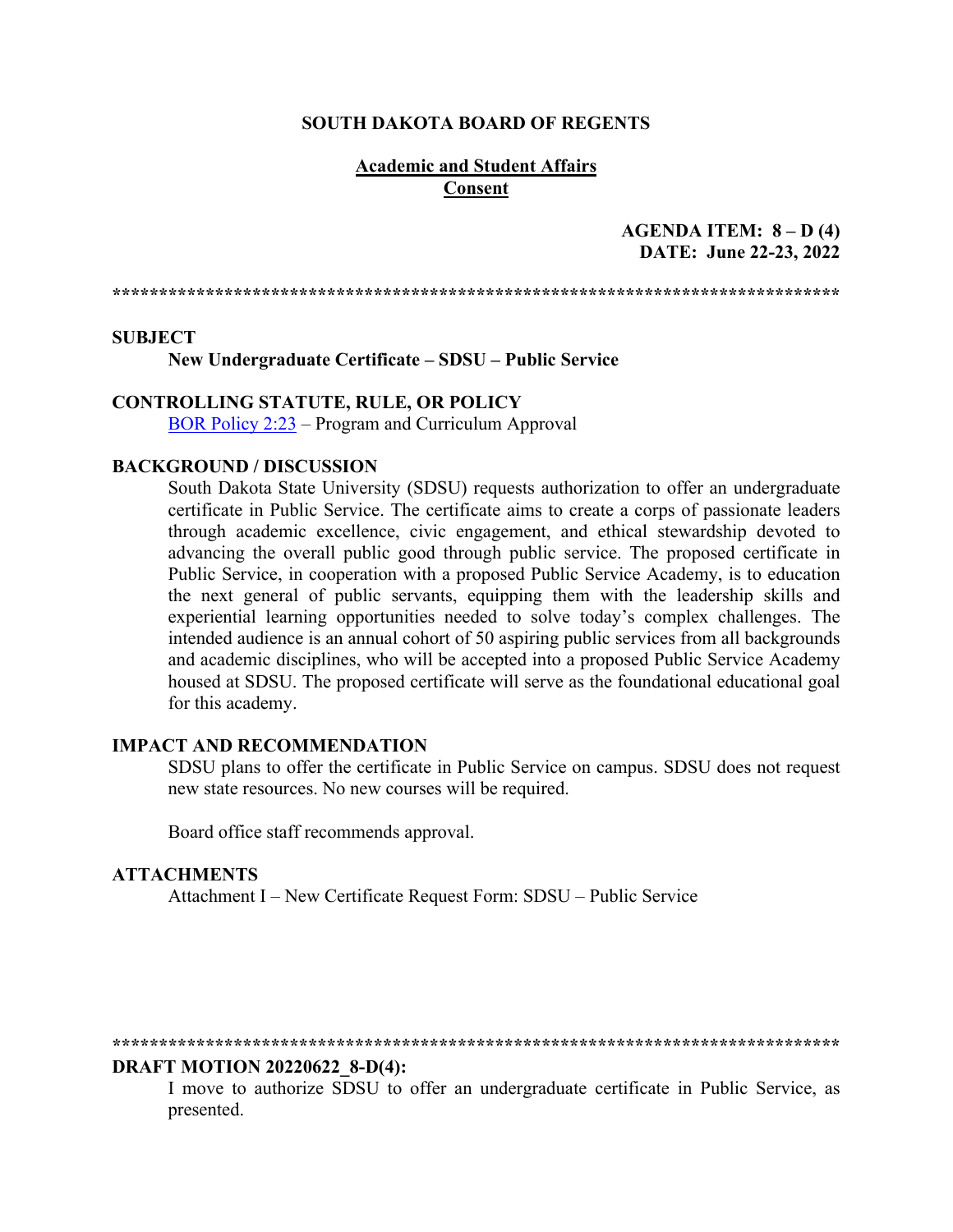**SOUTH DAKOTA BOARD OF REGENTS**

**Academic and Student Affairs**
**Consent**

**AGENDA ITEM: 8 – D (4)**
**DATE: June 22-23, 2022**

******************************************************************************

**SUBJECT**

**New Undergraduate Certificate – SDSU – Public Service**

**CONTROLLING STATUTE, RULE, OR POLICY**

BOR Policy 2:23 – Program and Curriculum Approval

**BACKGROUND / DISCUSSION**

South Dakota State University (SDSU) requests authorization to offer an undergraduate certificate in Public Service. The certificate aims to create a corps of passionate leaders through academic excellence, civic engagement, and ethical stewardship devoted to advancing the overall public good through public service. The proposed certificate in Public Service, in cooperation with a proposed Public Service Academy, is to education the next general of public servants, equipping them with the leadership skills and experiential learning opportunities needed to solve today's complex challenges. The intended audience is an annual cohort of 50 aspiring public services from all backgrounds and academic disciplines, who will be accepted into a proposed Public Service Academy housed at SDSU. The proposed certificate will serve as the foundational educational goal for this academy.

**IMPACT AND RECOMMENDATION**

SDSU plans to offer the certificate in Public Service on campus. SDSU does not request new state resources. No new courses will be required.

Board office staff recommends approval.

**ATTACHMENTS**

Attachment I – New Certificate Request Form: SDSU – Public Service

******************************************************************************

**DRAFT MOTION 20220622_8-D(4):**

I move to authorize SDSU to offer an undergraduate certificate in Public Service, as presented.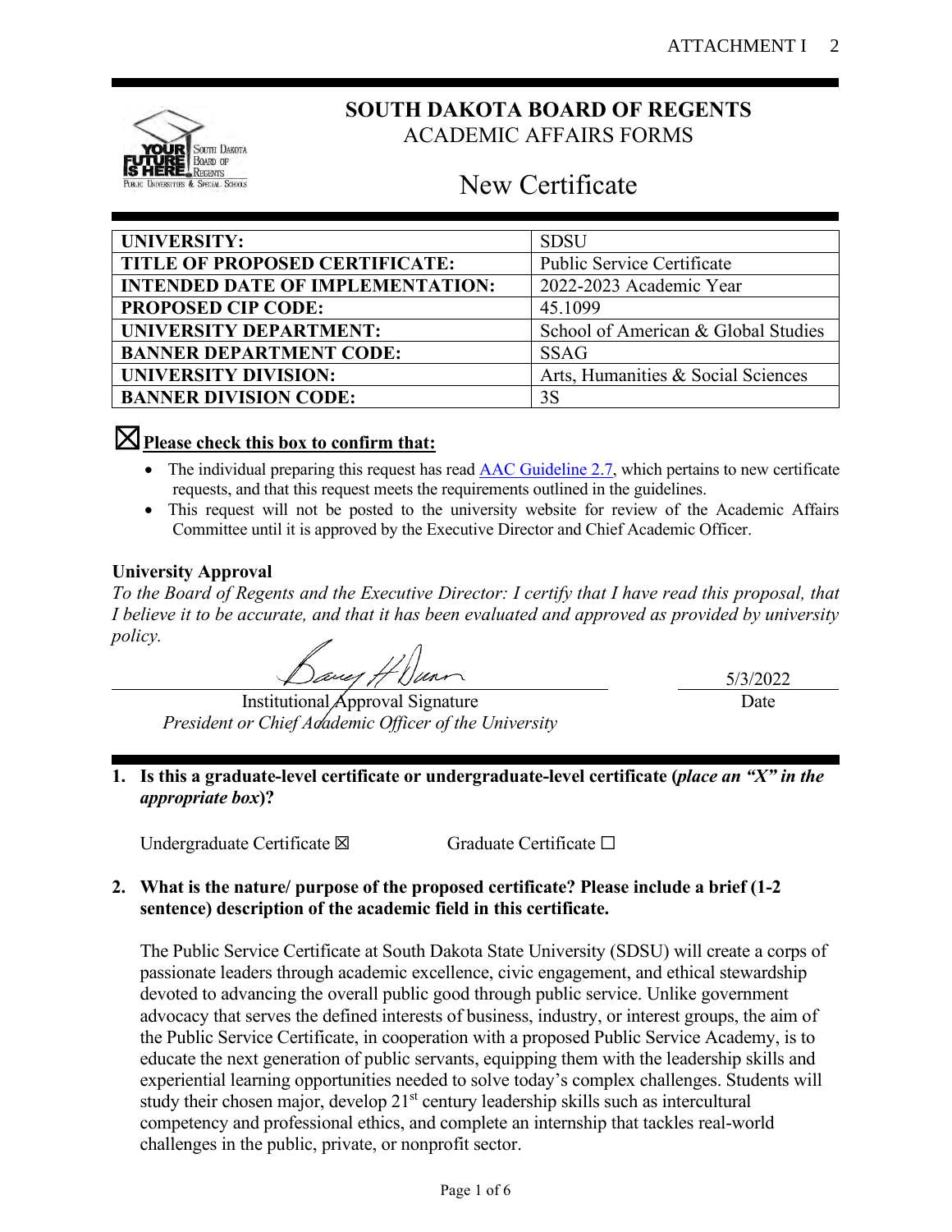# SOUTH DAKOTA BOARD OF REGENTS
ACADEMIC AFFAIRS FORMS

## New Certificate

| | |
|---|---|
| **UNIVERSITY:** | SDSU |
| **TITLE OF PROPOSED CERTIFICATE:** | Public Service Certificate |
| **INTENDED DATE OF IMPLEMENTATION:** | 2022-2023 Academic Year |
| **PROPOSED CIP CODE:** | 45.1099 |
| **UNIVERSITY DEPARTMENT:** | School of American & Global Studies |
| **BANNER DEPARTMENT CODE:** | SSAG |
| **UNIVERSITY DIVISION:** | Arts, Humanities & Social Sciences |
| **BANNER DIVISION CODE:** | 3S |

☒ **Please check this box to confirm that:**

- The individual preparing this request has read AAC Guideline 2.7, which pertains to new certificate requests, and that this request meets the requirements outlined in the guidelines.
- This request will not be posted to the university website for review of the Academic Affairs Committee until it is approved by the Executive Director and Chief Academic Officer.

**University Approval**

*To the Board of Regents and the Executive Director: I certify that I have read this proposal, that I believe it to be accurate, and that it has been evaluated and approved as provided by university policy.*

Institutional Approval Signature
*President or Chief Academic Officer of the University*

Date: 5/3/2022

**1. Is this a graduate-level certificate or undergraduate-level certificate (*place an "X" in the appropriate box*)?**

Undergraduate Certificate ☒ Graduate Certificate ☐

**2. What is the nature/ purpose of the proposed certificate? Please include a brief (1-2 sentence) description of the academic field in this certificate.**

The Public Service Certificate at South Dakota State University (SDSU) will create a corps of passionate leaders through academic excellence, civic engagement, and ethical stewardship devoted to advancing the overall public good through public service. Unlike government advocacy that serves the defined interests of business, industry, or interest groups, the aim of the Public Service Certificate, in cooperation with a proposed Public Service Academy, is to educate the next generation of public servants, equipping them with the leadership skills and experiential learning opportunities needed to solve today's complex challenges. Students will study their chosen major, develop 21st century leadership skills such as intercultural competency and professional ethics, and complete an internship that tackles real-world challenges in the public, private, or nonprofit sector.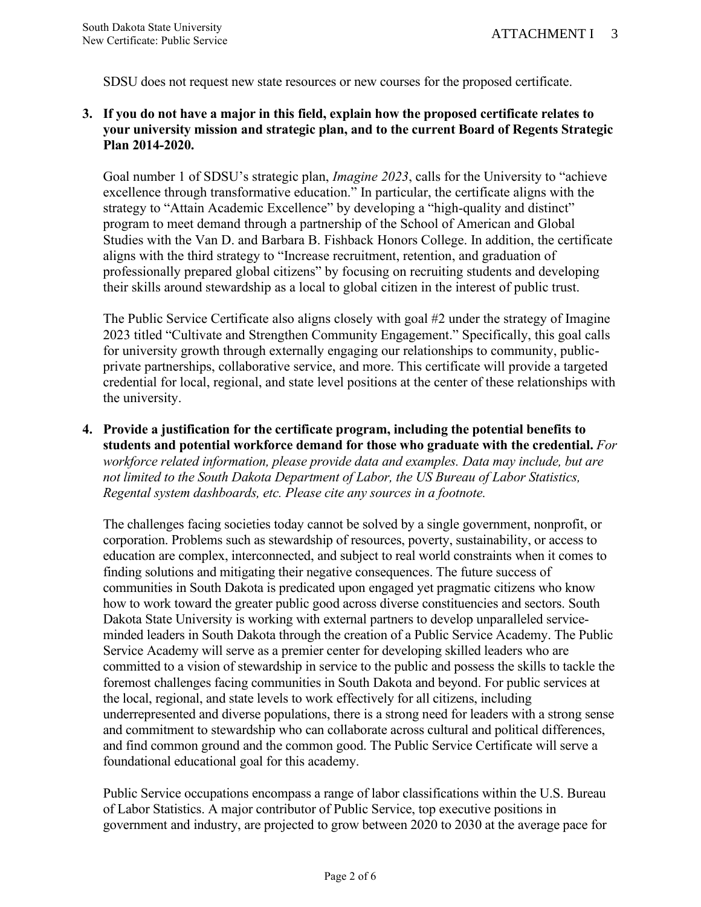SDSU does not request new state resources or new courses for the proposed certificate.

**3. If you do not have a major in this field, explain how the proposed certificate relates to your university mission and strategic plan, and to the current Board of Regents Strategic Plan 2014-2020.**

Goal number 1 of SDSU's strategic plan, *Imagine 2023*, calls for the University to "achieve excellence through transformative education." In particular, the certificate aligns with the strategy to "Attain Academic Excellence" by developing a "high-quality and distinct" program to meet demand through a partnership of the School of American and Global Studies with the Van D. and Barbara B. Fishback Honors College. In addition, the certificate aligns with the third strategy to "Increase recruitment, retention, and graduation of professionally prepared global citizens" by focusing on recruiting students and developing their skills around stewardship as a local to global citizen in the interest of public trust.

The Public Service Certificate also aligns closely with goal #2 under the strategy of Imagine 2023 titled "Cultivate and Strengthen Community Engagement." Specifically, this goal calls for university growth through externally engaging our relationships to community, public-private partnerships, collaborative service, and more. This certificate will provide a targeted credential for local, regional, and state level positions at the center of these relationships with the university.

**4. Provide a justification for the certificate program, including the potential benefits to students and potential workforce demand for those who graduate with the credential.** *For workforce related information, please provide data and examples. Data may include, but are not limited to the South Dakota Department of Labor, the US Bureau of Labor Statistics, Regental system dashboards, etc. Please cite any sources in a footnote.*

The challenges facing societies today cannot be solved by a single government, nonprofit, or corporation. Problems such as stewardship of resources, poverty, sustainability, or access to education are complex, interconnected, and subject to real world constraints when it comes to finding solutions and mitigating their negative consequences. The future success of communities in South Dakota is predicated upon engaged yet pragmatic citizens who know how to work toward the greater public good across diverse constituencies and sectors. South Dakota State University is working with external partners to develop unparalleled service-minded leaders in South Dakota through the creation of a Public Service Academy. The Public Service Academy will serve as a premier center for developing skilled leaders who are committed to a vision of stewardship in service to the public and possess the skills to tackle the foremost challenges facing communities in South Dakota and beyond. For public services at the local, regional, and state levels to work effectively for all citizens, including underrepresented and diverse populations, there is a strong need for leaders with a strong sense and commitment to stewardship who can collaborate across cultural and political differences, and find common ground and the common good. The Public Service Certificate will serve a foundational educational goal for this academy.

Public Service occupations encompass a range of labor classifications within the U.S. Bureau of Labor Statistics. A major contributor of Public Service, top executive positions in government and industry, are projected to grow between 2020 to 2030 at the average pace for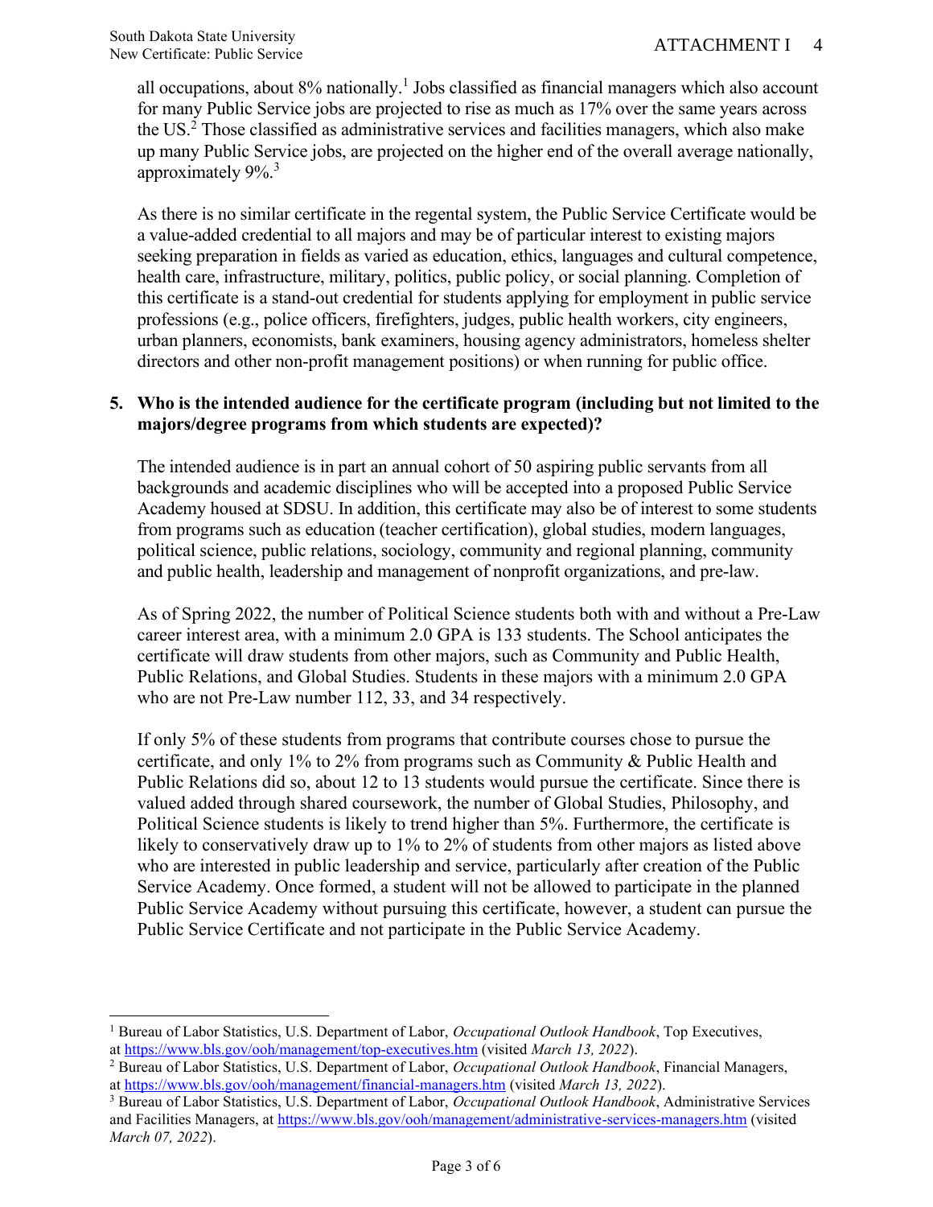all occupations, about 8% nationally.[1] Jobs classified as financial managers which also account for many Public Service jobs are projected to rise as much as 17% over the same years across the US.[2] Those classified as administrative services and facilities managers, which also make up many Public Service jobs, are projected on the higher end of the overall average nationally, approximately 9%.[3]

As there is no similar certificate in the regental system, the Public Service Certificate would be a value-added credential to all majors and may be of particular interest to existing majors seeking preparation in fields as varied as education, ethics, languages and cultural competence, health care, infrastructure, military, politics, public policy, or social planning. Completion of this certificate is a stand-out credential for students applying for employment in public service professions (e.g., police officers, firefighters, judges, public health workers, city engineers, urban planners, economists, bank examiners, housing agency administrators, homeless shelter directors and other non-profit management positions) or when running for public office.

**5. Who is the intended audience for the certificate program (including but not limited to the majors/degree programs from which students are expected)?**

The intended audience is in part an annual cohort of 50 aspiring public servants from all backgrounds and academic disciplines who will be accepted into a proposed Public Service Academy housed at SDSU. In addition, this certificate may also be of interest to some students from programs such as education (teacher certification), global studies, modern languages, political science, public relations, sociology, community and regional planning, community and public health, leadership and management of nonprofit organizations, and pre-law.

As of Spring 2022, the number of Political Science students both with and without a Pre-Law career interest area, with a minimum 2.0 GPA is 133 students. The School anticipates the certificate will draw students from other majors, such as Community and Public Health, Public Relations, and Global Studies. Students in these majors with a minimum 2.0 GPA who are not Pre-Law number 112, 33, and 34 respectively.

If only 5% of these students from programs that contribute courses chose to pursue the certificate, and only 1% to 2% from programs such as Community & Public Health and Public Relations did so, about 12 to 13 students would pursue the certificate. Since there is valued added through shared coursework, the number of Global Studies, Philosophy, and Political Science students is likely to trend higher than 5%. Furthermore, the certificate is likely to conservatively draw up to 1% to 2% of students from other majors as listed above who are interested in public leadership and service, particularly after creation of the Public Service Academy. Once formed, a student will not be allowed to participate in the planned Public Service Academy without pursuing this certificate, however, a student can pursue the Public Service Certificate and not participate in the Public Service Academy.

---

[1] Bureau of Labor Statistics, U.S. Department of Labor, *Occupational Outlook Handbook*, Top Executives, at https://www.bls.gov/ooh/management/top-executives.htm (visited *March 13, 2022*).

[2] Bureau of Labor Statistics, U.S. Department of Labor, *Occupational Outlook Handbook*, Financial Managers, at https://www.bls.gov/ooh/management/financial-managers.htm (visited *March 13, 2022*).

[3] Bureau of Labor Statistics, U.S. Department of Labor, *Occupational Outlook Handbook*, Administrative Services and Facilities Managers, at https://www.bls.gov/ooh/management/administrative-services-managers.htm (visited *March 07, 2022*).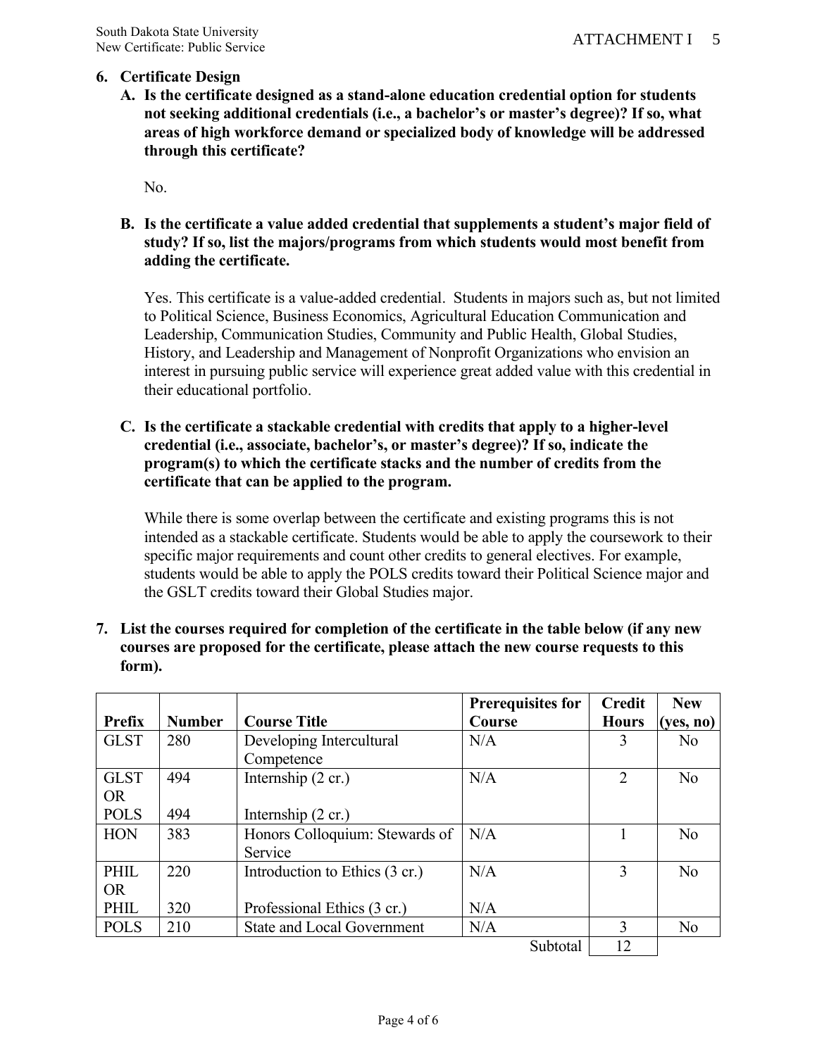## 6. Certificate Design

**A. Is the certificate designed as a stand-alone education credential option for students not seeking additional credentials (i.e., a bachelor's or master's degree)? If so, what areas of high workforce demand or specialized body of knowledge will be addressed through this certificate?**

No.

**B. Is the certificate a value added credential that supplements a student's major field of study? If so, list the majors/programs from which students would most benefit from adding the certificate.**

Yes. This certificate is a value-added credential. Students in majors such as, but not limited to Political Science, Business Economics, Agricultural Education Communication and Leadership, Communication Studies, Community and Public Health, Global Studies, History, and Leadership and Management of Nonprofit Organizations who envision an interest in pursuing public service will experience great added value with this credential in their educational portfolio.

**C. Is the certificate a stackable credential with credits that apply to a higher-level credential (i.e., associate, bachelor's, or master's degree)? If so, indicate the program(s) to which the certificate stacks and the number of credits from the certificate that can be applied to the program.**

While there is some overlap between the certificate and existing programs this is not intended as a stackable certificate. Students would be able to apply the coursework to their specific major requirements and count other credits to general electives. For example, students would be able to apply the POLS credits toward their Political Science major and the GSLT credits toward their Global Studies major.

## 7. List the courses required for completion of the certificate in the table below (if any new courses are proposed for the certificate, please attach the new course requests to this form).

| Prefix | Number | Course Title | Prerequisites for Course | Credit Hours | New (yes, no) |
|---|---|---|---|---|---|
| GLST | 280 | Developing Intercultural Competence | N/A | 3 | No |
| GLST OR POLS | 494<br>494 | Internship (2 cr.)<br>Internship (2 cr.) | N/A | 2 | No |
| HON | 383 | Honors Colloquium: Stewards of Service | N/A | 1 | No |
| PHIL OR PHIL | 220<br>320 | Introduction to Ethics (3 cr.)<br>Professional Ethics (3 cr.) | N/A<br>N/A | 3 | No |
| POLS | 210 | State and Local Government | N/A | 3 | No |
| | | | Subtotal | 12 | |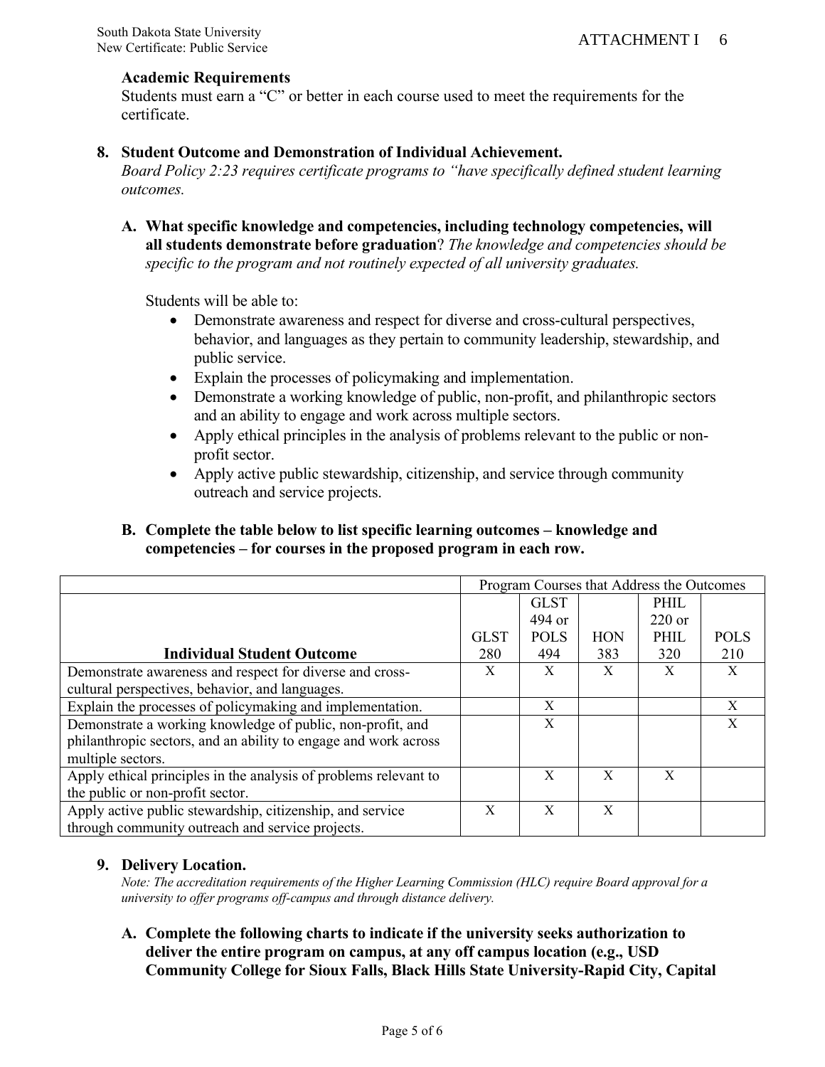### Academic Requirements

Students must earn a "C" or better in each course used to meet the requirements for the certificate.

## 8. Student Outcome and Demonstration of Individual Achievement.

*Board Policy 2:23 requires certificate programs to "have specifically defined student learning outcomes.*

### A. What specific knowledge and competencies, including technology competencies, will all students demonstrate before graduation? *The knowledge and competencies should be specific to the program and not routinely expected of all university graduates.*

Students will be able to:

- Demonstrate awareness and respect for diverse and cross-cultural perspectives, behavior, and languages as they pertain to community leadership, stewardship, and public service.
- Explain the processes of policymaking and implementation.
- Demonstrate a working knowledge of public, non-profit, and philanthropic sectors and an ability to engage and work across multiple sectors.
- Apply ethical principles in the analysis of problems relevant to the public or non-profit sector.
- Apply active public stewardship, citizenship, and service through community outreach and service projects.

### B. Complete the table below to list specific learning outcomes – knowledge and competencies – for courses in the proposed program in each row.

| | Program Courses that Address the Outcomes | | | | |
|---|---|---|---|---|---|
| **Individual Student Outcome** | GLST 280 | GLST 494 or POLS 494 | HON 383 | PHIL 220 or PHIL 320 | POLS 210 |
| Demonstrate awareness and respect for diverse and cross-cultural perspectives, behavior, and languages. | X | X | X | X | X |
| Explain the processes of policymaking and implementation. | | X | | | X |
| Demonstrate a working knowledge of public, non-profit, and philanthropic sectors, and an ability to engage and work across multiple sectors. | | X | | | X |
| Apply ethical principles in the analysis of problems relevant to the public or non-profit sector. | | X | X | X | |
| Apply active public stewardship, citizenship, and service through community outreach and service projects. | X | X | X | | |

## 9. Delivery Location.

*Note: The accreditation requirements of the Higher Learning Commission (HLC) require Board approval for a university to offer programs off-campus and through distance delivery.*

### A. Complete the following charts to indicate if the university seeks authorization to deliver the entire program on campus, at any off campus location (e.g., USD Community College for Sioux Falls, Black Hills State University-Rapid City, Capital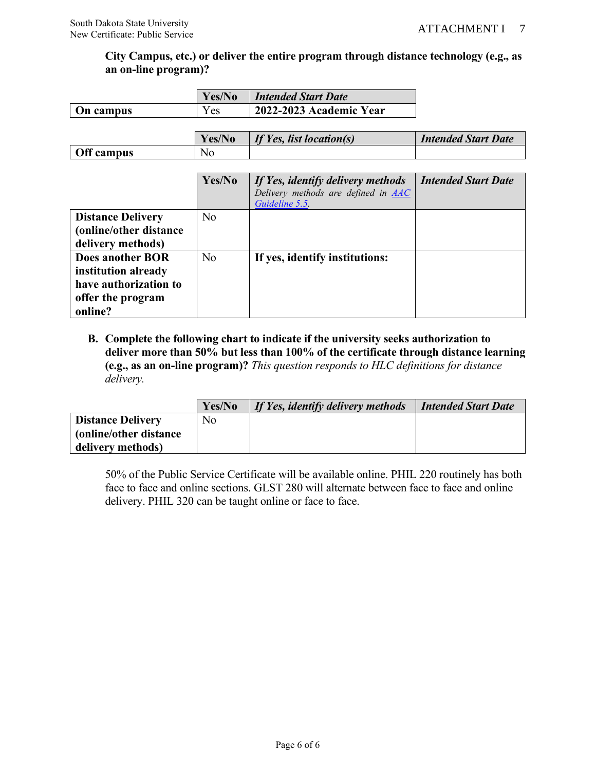**City Campus, etc.) or deliver the entire program through distance technology (e.g., as an on-line program)?**

| | Yes/No | *Intended Start Date* |
|---|---|---|
| **On campus** | Yes | **2022-2023 Academic Year** |

| | Yes/No | *If Yes, list location(s)* | *Intended Start Date* |
|---|---|---|---|
| **Off campus** | No | | |

| | Yes/No | *If Yes, identify delivery methods* *Delivery methods are defined in [AAC Guideline 5.5](AAC Guideline 5.5).* | *Intended Start Date* |
|---|---|---|---|
| **Distance Delivery (online/other distance delivery methods)** | No | | |
| **Does another BOR institution already have authorization to offer the program online?** | No | **If yes, identify institutions:** | |

**B. Complete the following chart to indicate if the university seeks authorization to deliver more than 50% but less than 100% of the certificate through distance learning (e.g., as an on-line program)?** *This question responds to HLC definitions for distance delivery.*

| | Yes/No | *If Yes, identify delivery methods* | *Intended Start Date* |
|---|---|---|---|
| **Distance Delivery (online/other distance delivery methods)** | No | | |

50% of the Public Service Certificate will be available online. PHIL 220 routinely has both face to face and online sections. GLST 280 will alternate between face to face and online delivery. PHIL 320 can be taught online or face to face.